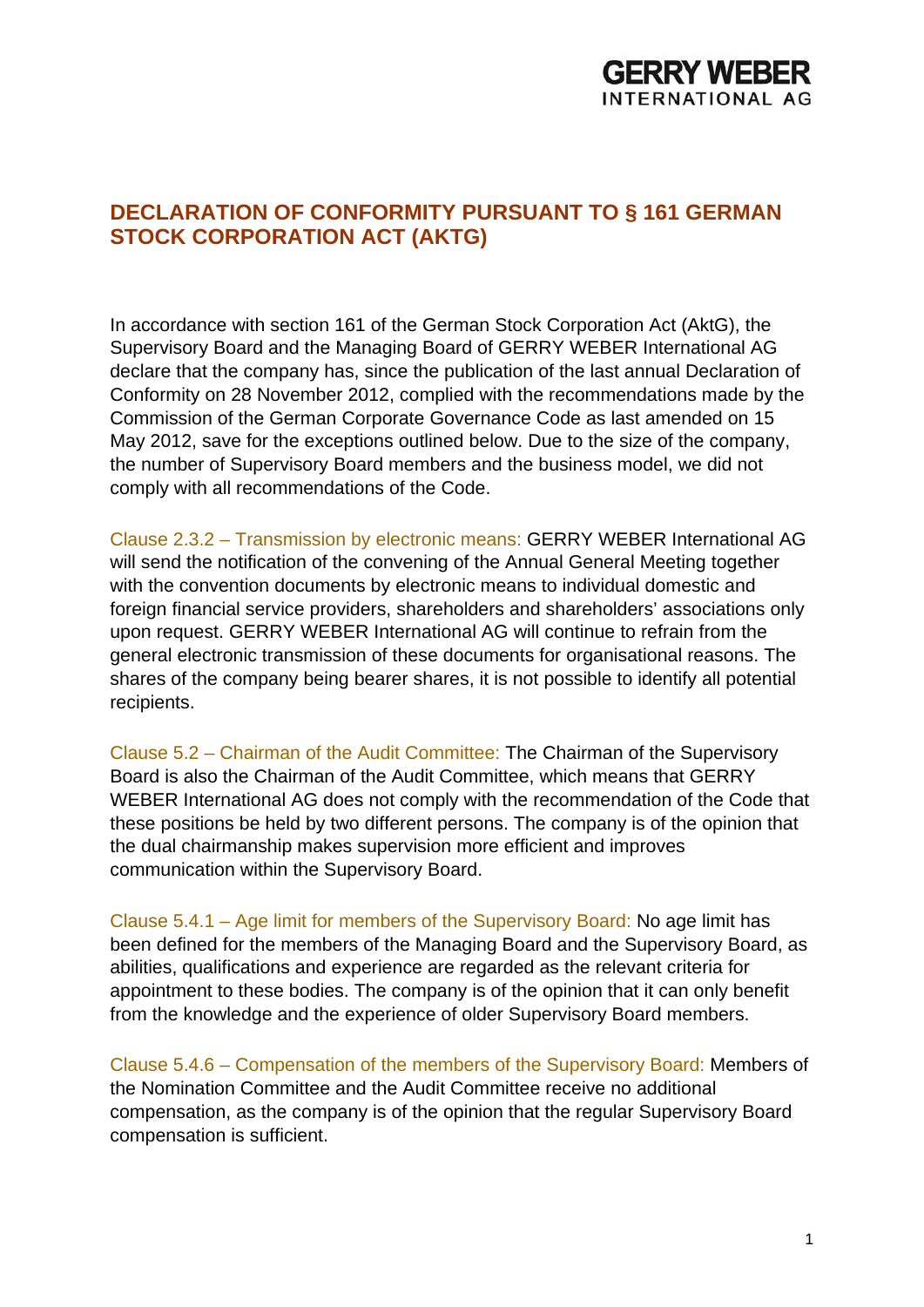# DECLARATION OF CONFORMITY PURSUANT TO § 161 GERMAN STOCK CORPORATION ACT (AKTG)

In accordance with section 161 of the German Stock Corporation Act (AktG), the Supervisory Board and the Managing Board of GERRY WEBER International AG declare that the company has, since the publication of the last annual Declaration of Conformity on 28 November 2012, complied with the recommendations made by the Commission of the German Corporate Governance Code as last amended on 15 May 2012, save for the exceptions outlined below. Due to the size of the company, the number of Supervisory Board members and the business model, we did not comply with all recommendations of the Code.

Clause 2.3.2 – Transmission by electronic means: GERRY WEBER International AG will send the notification of the convening of the Annual General Meeting together with the convention documents by electronic means to individual domestic and foreign financial service providers, shareholders and shareholders' associations only upon request. GERRY WEBER International AG will continue to refrain from the general electronic transmission of these documents for organisational reasons. The shares of the company being bearer shares, it is not possible to identify all potential recipients.

Clause 5.2 – Chairman of the Audit Committee: The Chairman of the Supervisory Board is also the Chairman of the Audit Committee, which means that GERRY WEBER International AG does not comply with the recommendation of the Code that these positions be held by two different persons. The company is of the opinion that the dual chairmanship makes supervision more efficient and improves communication within the Supervisory Board.

Clause 5.4.1 – Age limit for members of the Supervisory Board: No age limit has been defined for the members of the Managing Board and the Supervisory Board, as abilities, qualifications and experience are regarded as the relevant criteria for appointment to these bodies. The company is of the opinion that it can only benefit from the knowledge and the experience of older Supervisory Board members.

Clause 5.4.6 – Compensation of the members of the Supervisory Board: Members of the Nomination Committee and the Audit Committee receive no additional compensation, as the company is of the opinion that the regular Supervisory Board compensation is sufficient.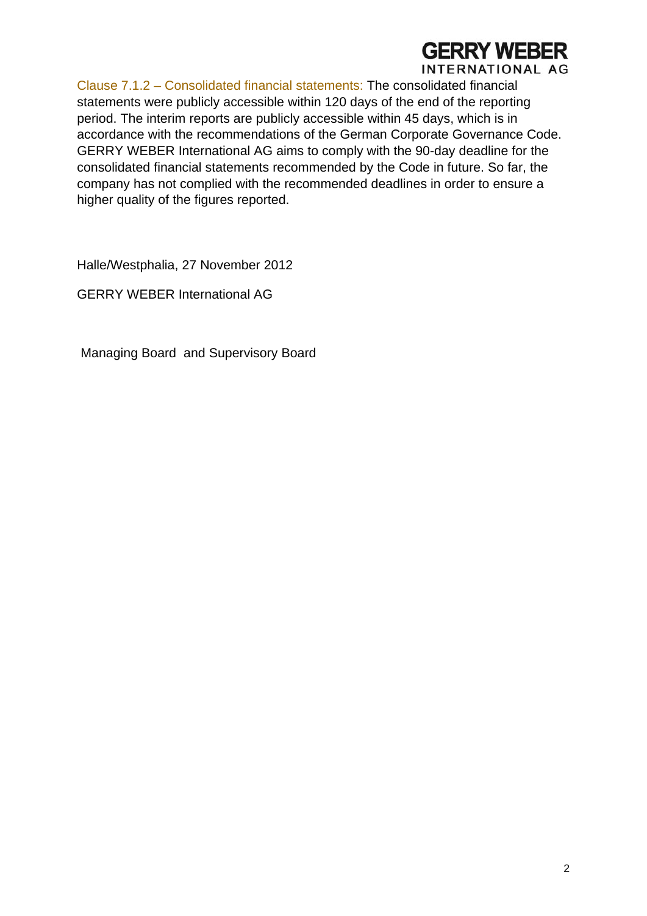Clause 7.1.2 – Consolidated financial statements: The consolidated financial statements were publicly accessible within 120 days of the end of the reporting period. The interim reports are publicly accessible within 45 days, which is in accordance with the recommendations of the German Corporate Governance Code. GERRY WEBER International AG aims to comply with the 90-day deadline for the consolidated financial statements recommended by the Code in future. So far, the company has not complied with the recommended deadlines in order to ensure a higher quality of the figures reported.

Halle/Westphalia, 27 November 2012

GERRY WEBER International AG

Managing Board and Supervisory Board